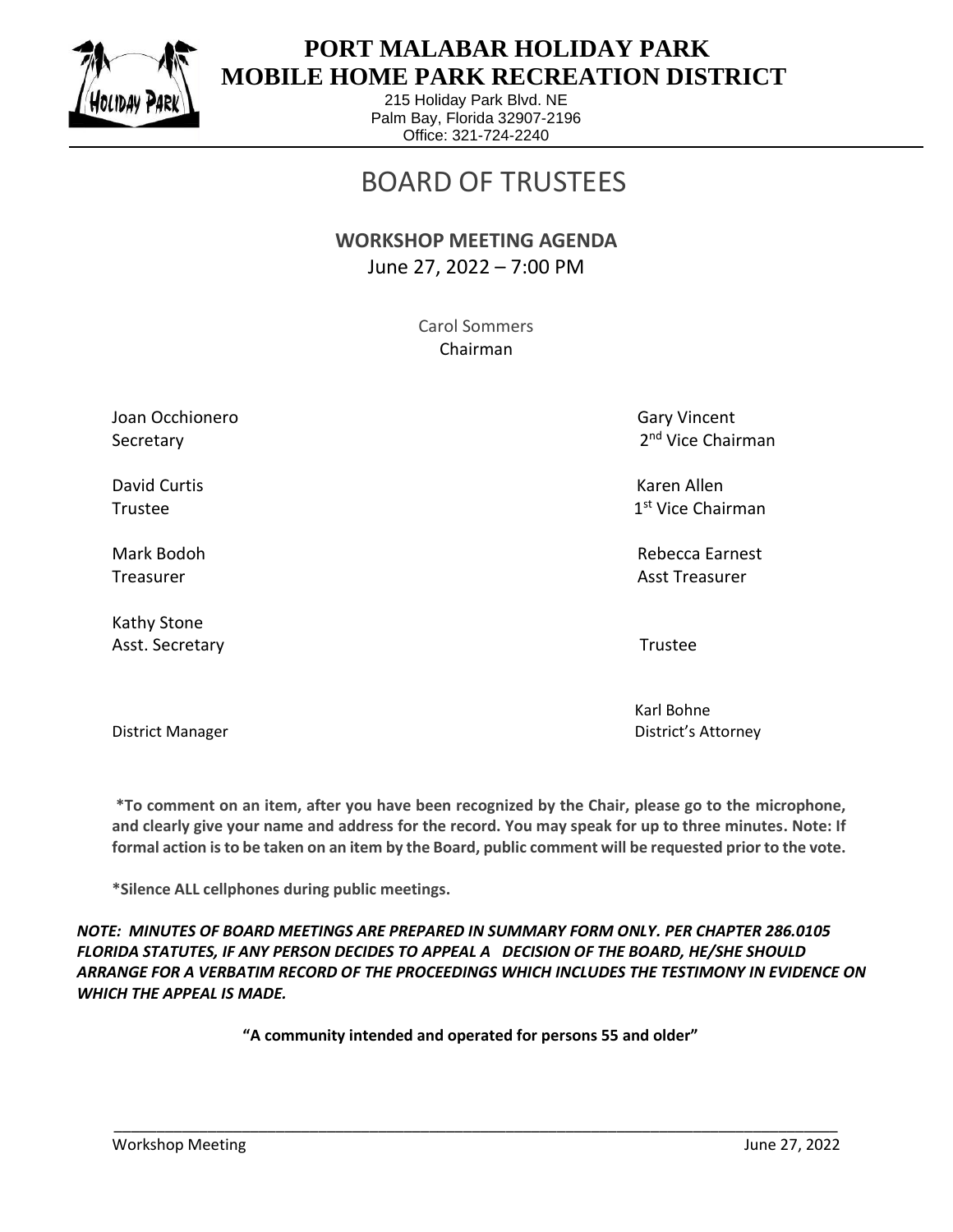# PORT MALABAR HOLIDAY PARK MOBILE HOME PARK RECREATION DISTRICT

215 Holiday Park Blvd. NE
Palm Bay, Florida 32907-2196
Office: 321-724-2240

# BOARD OF TRUSTEES

## WORKSHOP MEETING AGENDA

June 27, 2022 – 7:00 PM

Carol Sommers
Chairman

Joan Occhionero
Secretary

Gary Vincent
2nd Vice Chairman

David Curtis
Trustee

Karen Allen
1st Vice Chairman

Mark Bodoh
Treasurer

Rebecca Earnest
Asst Treasurer

Kathy Stone
Asst. Secretary

Trustee

District Manager

Karl Bohne
District's Attorney

**\*To comment on an item, after you have been recognized by the Chair, please go to the microphone, and clearly give your name and address for the record. You may speak for up to three minutes. Note: If formal action is to be taken on an item by the Board, public comment will be requested prior to the vote.**

**\*Silence ALL cellphones during public meetings.**

***NOTE: MINUTES OF BOARD MEETINGS ARE PREPARED IN SUMMARY FORM ONLY. PER CHAPTER 286.0105 FLORIDA STATUTES, IF ANY PERSON DECIDES TO APPEAL A DECISION OF THE BOARD, HE/SHE SHOULD ARRANGE FOR A VERBATIM RECORD OF THE PROCEEDINGS WHICH INCLUDES THE TESTIMONY IN EVIDENCE ON WHICH THE APPEAL IS MADE.***

**"A community intended and operated for persons 55 and older"**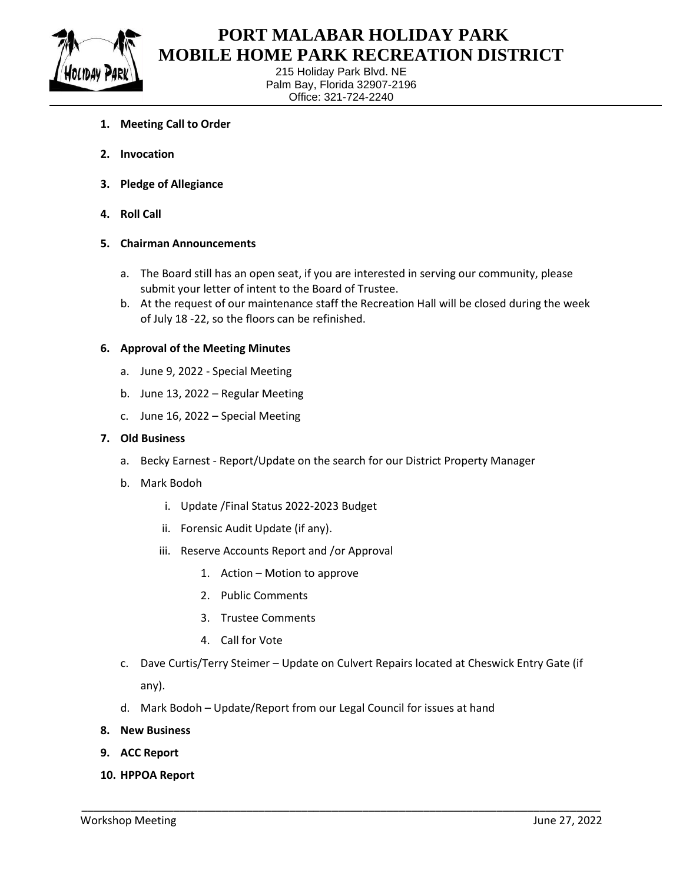# PORT MALABAR HOLIDAY PARK MOBILE HOME PARK RECREATION DISTRICT

215 Holiday Park Blvd. NE
Palm Bay, Florida 32907-2196
Office: 321-724-2240

1. **Meeting Call to Order**
2. **Invocation**
3. **Pledge of Allegiance**
4. **Roll Call**
5. **Chairman Announcements**
   a. The Board still has an open seat, if you are interested in serving our community, please submit your letter of intent to the Board of Trustee.
   b. At the request of our maintenance staff the Recreation Hall will be closed during the week of July 18 -22, so the floors can be refinished.
6. **Approval of the Meeting Minutes**
   a. June 9, 2022 - Special Meeting
   b. June 13, 2022 – Regular Meeting
   c. June 16, 2022 – Special Meeting
7. **Old Business**
   a. Becky Earnest - Report/Update on the search for our District Property Manager
   b. Mark Bodoh
      i. Update /Final Status 2022-2023 Budget
      ii. Forensic Audit Update (if any).
      iii. Reserve Accounts Report and /or Approval
         1. Action – Motion to approve
         2. Public Comments
         3. Trustee Comments
         4. Call for Vote
   c. Dave Curtis/Terry Steimer – Update on Culvert Repairs located at Cheswick Entry Gate (if any).
   d. Mark Bodoh – Update/Report from our Legal Council for issues at hand
8. **New Business**
9. **ACC Report**
10. **HPPOA Report**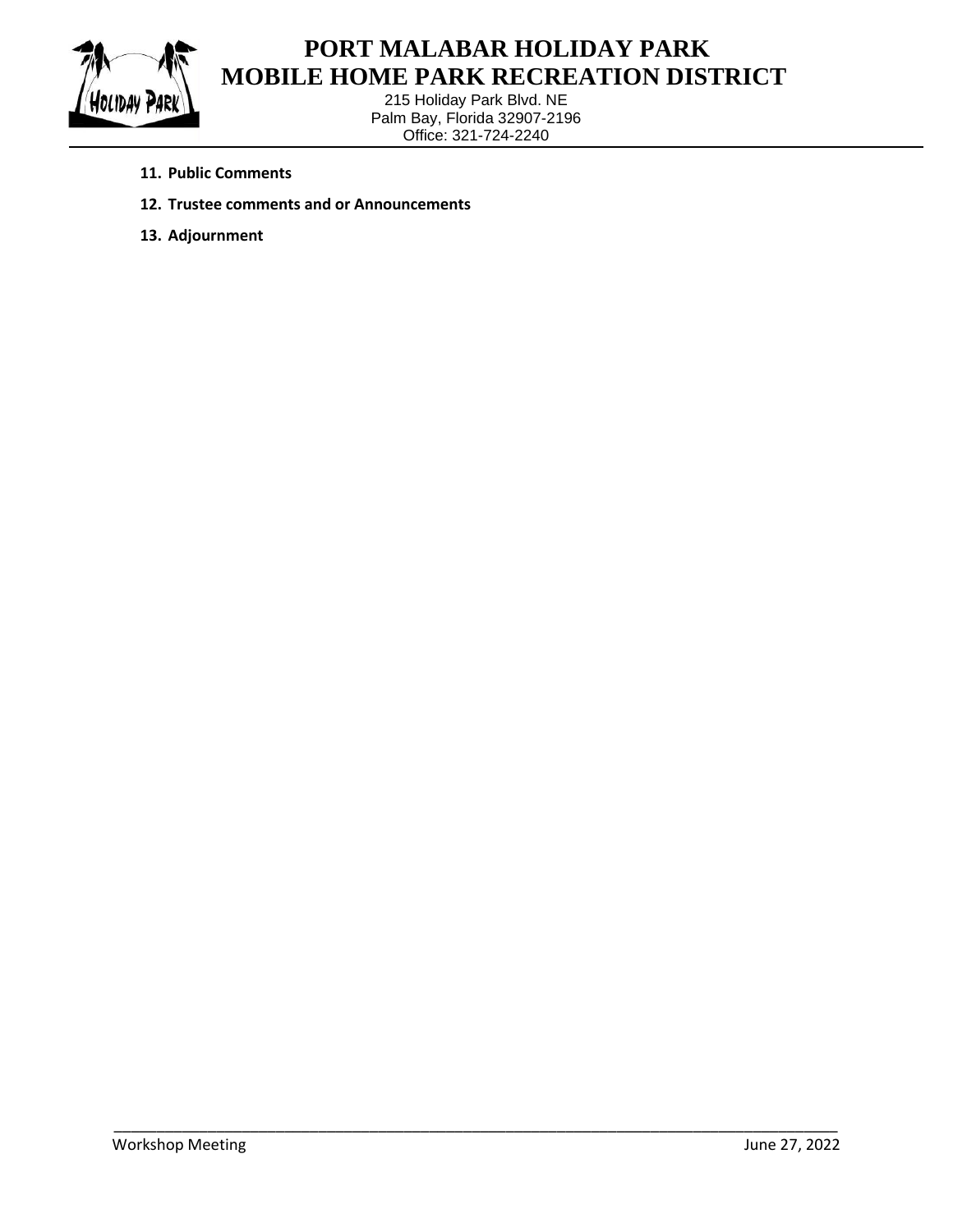11. **Public Comments**
12. **Trustee comments and or Announcements**
13. **Adjournment**